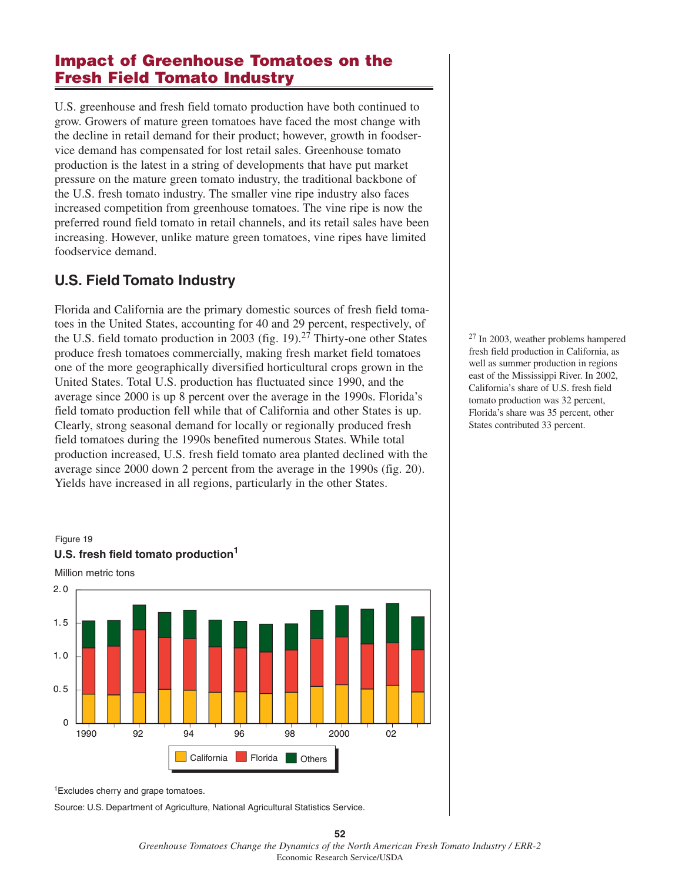# Impact of Greenhouse Tomatoes on the Fresh Field Tomato Industry

U.S. greenhouse and fresh field tomato production have both continued to grow. Growers of mature green tomatoes have faced the most change with the decline in retail demand for their product; however, growth in foodservice demand has compensated for lost retail sales. Greenhouse tomato production is the latest in a string of developments that have put market pressure on the mature green tomato industry, the traditional backbone of the U.S. fresh tomato industry. The smaller vine ripe industry also faces increased competition from greenhouse tomatoes. The vine ripe is now the preferred round field tomato in retail channels, and its retail sales have been increasing. However, unlike mature green tomatoes, vine ripes have limited foodservice demand.

## U.S. Field Tomato Industry

Florida and California are the primary domestic sources of fresh field tomatoes in the United States, accounting for 40 and 29 percent, respectively, of the U.S. field tomato production in 2003 (fig. 19).[27] Thirty-one other States produce fresh tomatoes commercially, making fresh market field tomatoes one of the more geographically diversified horticultural crops grown in the United States. Total U.S. production has fluctuated since 1990, and the average since 2000 is up 8 percent over the average in the 1990s. Florida's field tomato production fell while that of California and other States is up. Clearly, strong seasonal demand for locally or regionally produced fresh field tomatoes during the 1990s benefited numerous States. While total production increased, U.S. fresh field tomato area planted declined with the average since 2000 down 2 percent from the average in the 1990s (fig. 20). Yields have increased in all regions, particularly in the other States.

[27] In 2003, weather problems hampered fresh field production in California, as well as summer production in regions east of the Mississippi River. In 2002, California's share of U.S. fresh field tomato production was 32 percent, Florida's share was 35 percent, other States contributed 33 percent.

Figure 19

**U.S. fresh field tomato production[1]**

Million metric tons

[1]Excludes cherry and grape tomatoes.

Source: U.S. Department of Agriculture, National Agricultural Statistics Service.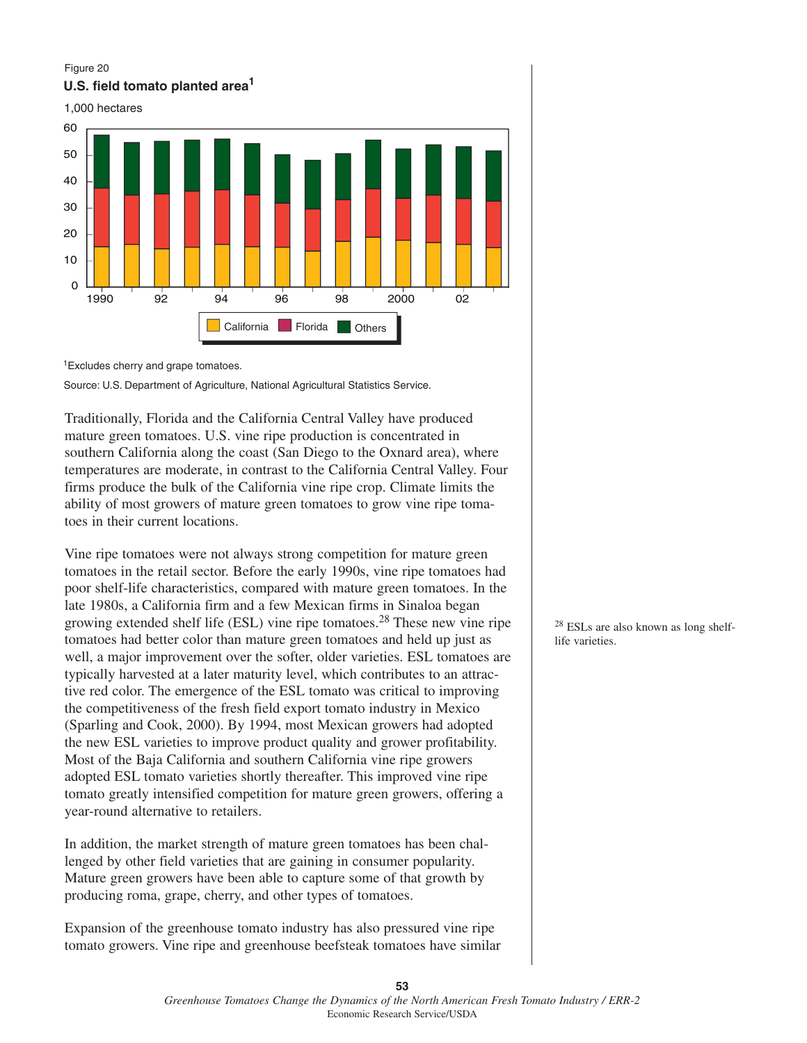Figure 20

**U.S. field tomato planted area**[1]

[1]Excludes cherry and grape tomatoes.

Source: U.S. Department of Agriculture, National Agricultural Statistics Service.

Traditionally, Florida and the California Central Valley have produced mature green tomatoes. U.S. vine ripe production is concentrated in southern California along the coast (San Diego to the Oxnard area), where temperatures are moderate, in contrast to the California Central Valley. Four firms produce the bulk of the California vine ripe crop. Climate limits the ability of most growers of mature green tomatoes to grow vine ripe tomatoes in their current locations.

Vine ripe tomatoes were not always strong competition for mature green tomatoes in the retail sector. Before the early 1990s, vine ripe tomatoes had poor shelf-life characteristics, compared with mature green tomatoes. In the late 1980s, a California firm and a few Mexican firms in Sinaloa began growing extended shelf life (ESL) vine ripe tomatoes.[28] These new vine ripe tomatoes had better color than mature green tomatoes and held up just as well, a major improvement over the softer, older varieties. ESL tomatoes are typically harvested at a later maturity level, which contributes to an attractive red color. The emergence of the ESL tomato was critical to improving the competitiveness of the fresh field export tomato industry in Mexico (Sparling and Cook, 2000). By 1994, most Mexican growers had adopted the new ESL varieties to improve product quality and grower profitability. Most of the Baja California and southern California vine ripe growers adopted ESL tomato varieties shortly thereafter. This improved vine ripe tomato greatly intensified competition for mature green growers, offering a year-round alternative to retailers.

In addition, the market strength of mature green tomatoes has been challenged by other field varieties that are gaining in consumer popularity. Mature green growers have been able to capture some of that growth by producing roma, grape, cherry, and other types of tomatoes.

Expansion of the greenhouse tomato industry has also pressured vine ripe tomato growers. Vine ripe and greenhouse beefsteak tomatoes have similar

[28] ESLs are also known as long shelf-life varieties.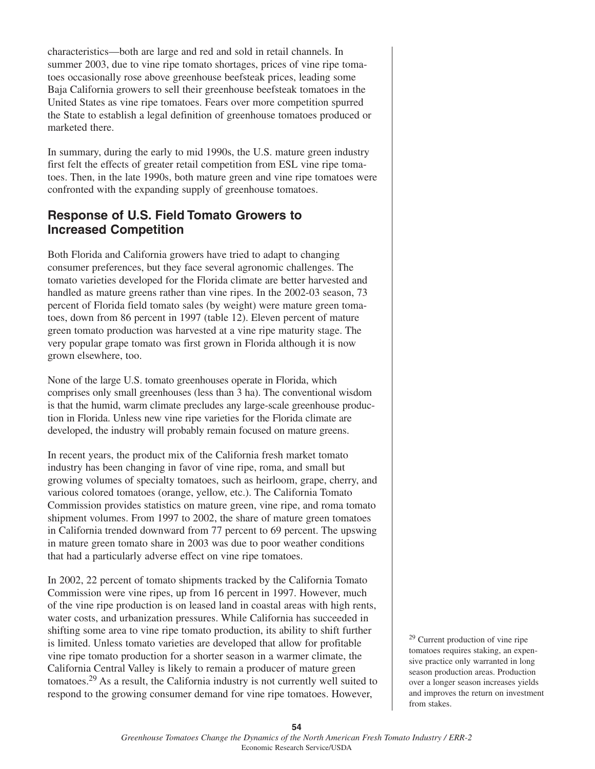characteristics—both are large and red and sold in retail channels. In summer 2003, due to vine ripe tomato shortages, prices of vine ripe tomatoes occasionally rose above greenhouse beefsteak prices, leading some Baja California growers to sell their greenhouse beefsteak tomatoes in the United States as vine ripe tomatoes. Fears over more competition spurred the State to establish a legal definition of greenhouse tomatoes produced or marketed there.

In summary, during the early to mid 1990s, the U.S. mature green industry first felt the effects of greater retail competition from ESL vine ripe tomatoes. Then, in the late 1990s, both mature green and vine ripe tomatoes were confronted with the expanding supply of greenhouse tomatoes.

## Response of U.S. Field Tomato Growers to Increased Competition

Both Florida and California growers have tried to adapt to changing consumer preferences, but they face several agronomic challenges. The tomato varieties developed for the Florida climate are better harvested and handled as mature greens rather than vine ripes. In the 2002-03 season, 73 percent of Florida field tomato sales (by weight) were mature green tomatoes, down from 86 percent in 1997 (table 12). Eleven percent of mature green tomato production was harvested at a vine ripe maturity stage. The very popular grape tomato was first grown in Florida although it is now grown elsewhere, too.

None of the large U.S. tomato greenhouses operate in Florida, which comprises only small greenhouses (less than 3 ha). The conventional wisdom is that the humid, warm climate precludes any large-scale greenhouse production in Florida. Unless new vine ripe varieties for the Florida climate are developed, the industry will probably remain focused on mature greens.

In recent years, the product mix of the California fresh market tomato industry has been changing in favor of vine ripe, roma, and small but growing volumes of specialty tomatoes, such as heirloom, grape, cherry, and various colored tomatoes (orange, yellow, etc.). The California Tomato Commission provides statistics on mature green, vine ripe, and roma tomato shipment volumes. From 1997 to 2002, the share of mature green tomatoes in California trended downward from 77 percent to 69 percent. The upswing in mature green tomato share in 2003 was due to poor weather conditions that had a particularly adverse effect on vine ripe tomatoes.

In 2002, 22 percent of tomato shipments tracked by the California Tomato Commission were vine ripes, up from 16 percent in 1997. However, much of the vine ripe production is on leased land in coastal areas with high rents, water costs, and urbanization pressures. While California has succeeded in shifting some area to vine ripe tomato production, its ability to shift further is limited. Unless tomato varieties are developed that allow for profitable vine ripe tomato production for a shorter season in a warmer climate, the California Central Valley is likely to remain a producer of mature green tomatoes.[29] As a result, the California industry is not currently well suited to respond to the growing consumer demand for vine ripe tomatoes. However,

[29] Current production of vine ripe tomatoes requires staking, an expensive practice only warranted in long season production areas. Production over a longer season increases yields and improves the return on investment from stakes.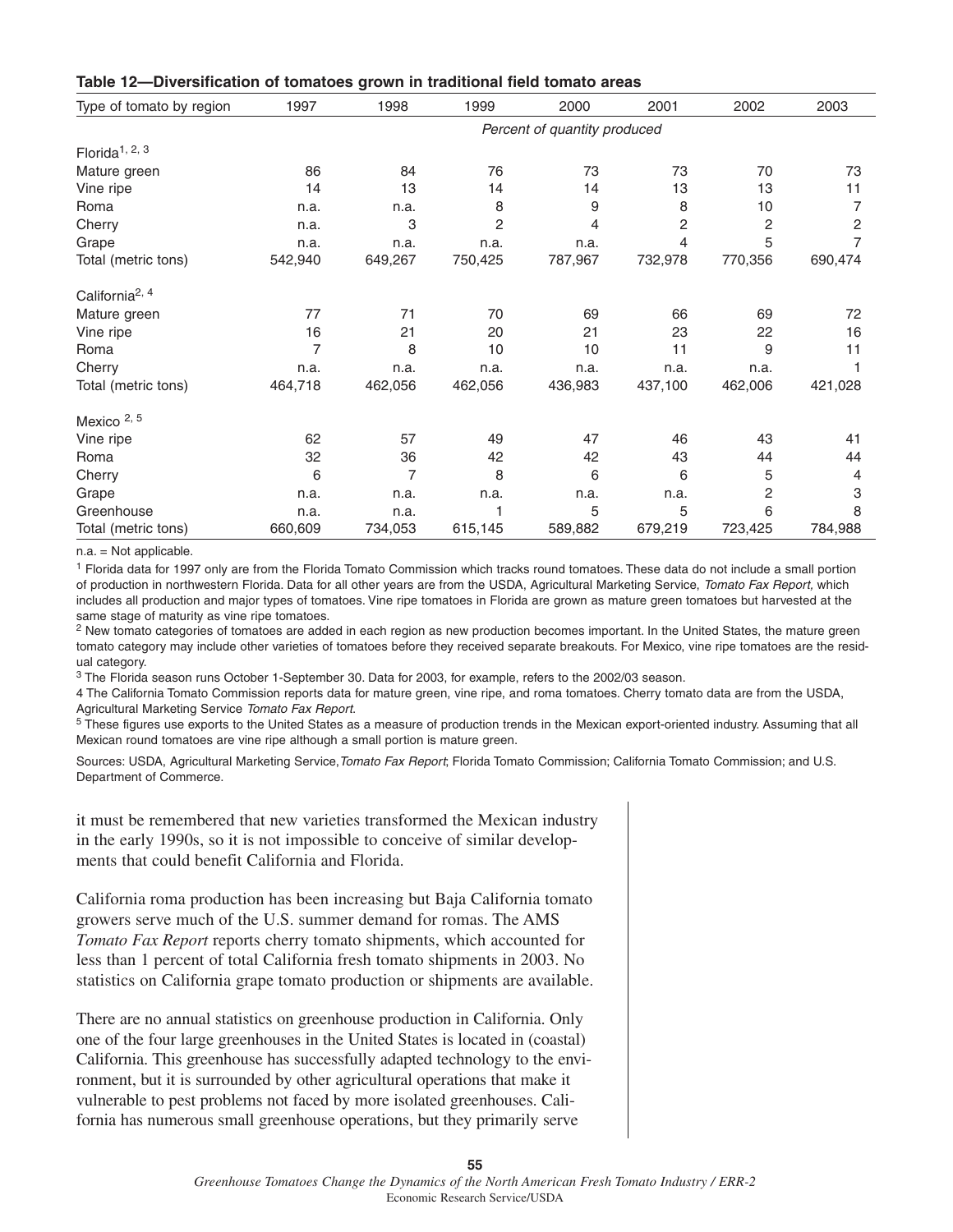**Table 12—Diversification of tomatoes grown in traditional field tomato areas**

| Type of tomato by region | 1997 | 1998 | 1999 | 2000 | 2001 | 2002 | 2003 |
|---|---|---|---|---|---|---|---|
| | *Percent of quantity produced* | | | | | | |
| Florida[1, 2, 3] | | | | | | | |
| Mature green | 86 | 84 | 76 | 73 | 73 | 70 | 73 |
| Vine ripe | 14 | 13 | 14 | 14 | 13 | 13 | 11 |
| Roma | n.a. | n.a. | 8 | 9 | 8 | 10 | 7 |
| Cherry | n.a. | 3 | 2 | 4 | 2 | 2 | 2 |
| Grape | n.a. | n.a. | n.a. | n.a. | 4 | 5 | 7 |
| Total (metric tons) | 542,940 | 649,267 | 750,425 | 787,967 | 732,978 | 770,356 | 690,474 |
| California[2, 4] | | | | | | | |
| Mature green | 77 | 71 | 70 | 69 | 66 | 69 | 72 |
| Vine ripe | 16 | 21 | 20 | 21 | 23 | 22 | 16 |
| Roma | 7 | 8 | 10 | 10 | 11 | 9 | 11 |
| Cherry | n.a. | n.a. | n.a. | n.a. | n.a. | n.a. | 1 |
| Total (metric tons) | 464,718 | 462,056 | 462,056 | 436,983 | 437,100 | 462,006 | 421,028 |
| Mexico [2, 5] | | | | | | | |
| Vine ripe | 62 | 57 | 49 | 47 | 46 | 43 | 41 |
| Roma | 32 | 36 | 42 | 42 | 43 | 44 | 44 |
| Cherry | 6 | 7 | 8 | 6 | 6 | 5 | 4 |
| Grape | n.a. | n.a. | n.a. | n.a. | n.a. | 2 | 3 |
| Greenhouse | n.a. | n.a. | 1 | 5 | 5 | 6 | 8 |
| Total (metric tons) | 660,609 | 734,053 | 615,145 | 589,882 | 679,219 | 723,425 | 784,988 |

n.a. = Not applicable.

[1] Florida data for 1997 only are from the Florida Tomato Commission which tracks round tomatoes. These data do not include a small portion of production in northwestern Florida. Data for all other years are from the USDA, Agricultural Marketing Service, *Tomato Fax Report,* which includes all production and major types of tomatoes. Vine ripe tomatoes in Florida are grown as mature green tomatoes but harvested at the same stage of maturity as vine ripe tomatoes.

[2] New tomato categories of tomatoes are added in each region as new production becomes important. In the United States, the mature green tomato category may include other varieties of tomatoes before they received separate breakouts. For Mexico, vine ripe tomatoes are the residual category.

[3] The Florida season runs October 1-September 30. Data for 2003, for example, refers to the 2002/03 season.

4 The California Tomato Commission reports data for mature green, vine ripe, and roma tomatoes. Cherry tomato data are from the USDA, Agricultural Marketing Service *Tomato Fax Report.*

[5] These figures use exports to the United States as a measure of production trends in the Mexican export-oriented industry. Assuming that all Mexican round tomatoes are vine ripe although a small portion is mature green.

Sources: USDA, Agricultural Marketing Service, *Tomato Fax Report*; Florida Tomato Commission; California Tomato Commission; and U.S. Department of Commerce.

it must be remembered that new varieties transformed the Mexican industry in the early 1990s, so it is not impossible to conceive of similar developments that could benefit California and Florida.

California roma production has been increasing but Baja California tomato growers serve much of the U.S. summer demand for romas. The AMS *Tomato Fax Report* reports cherry tomato shipments, which accounted for less than 1 percent of total California fresh tomato shipments in 2003. No statistics on California grape tomato production or shipments are available.

There are no annual statistics on greenhouse production in California. Only one of the four large greenhouses in the United States is located in (coastal) California. This greenhouse has successfully adapted technology to the environment, but it is surrounded by other agricultural operations that make it vulnerable to pest problems not faced by more isolated greenhouses. California has numerous small greenhouse operations, but they primarily serve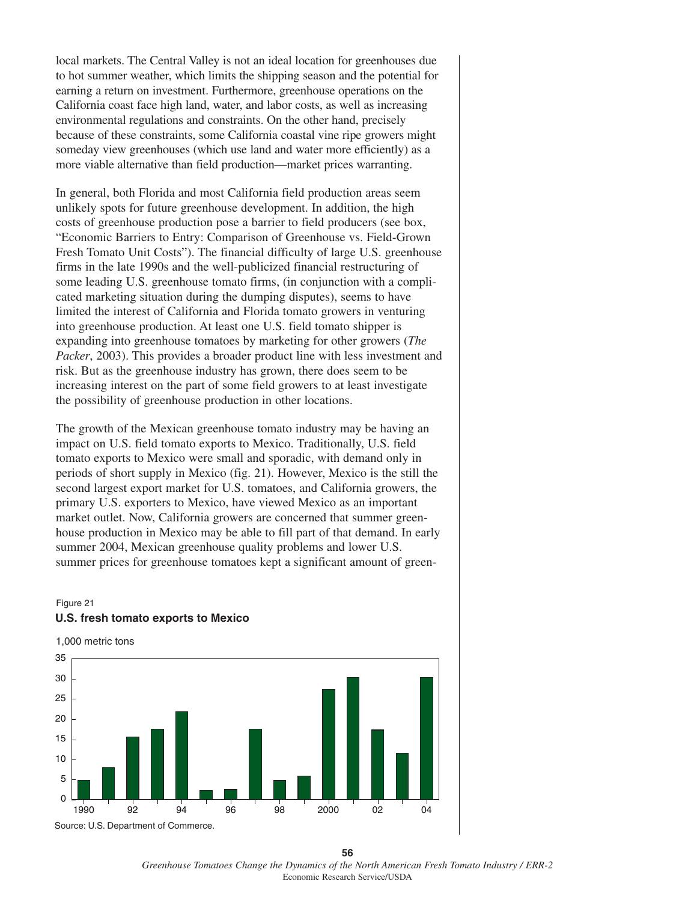local markets. The Central Valley is not an ideal location for greenhouses due to hot summer weather, which limits the shipping season and the potential for earning a return on investment. Furthermore, greenhouse operations on the California coast face high land, water, and labor costs, as well as increasing environmental regulations and constraints. On the other hand, precisely because of these constraints, some California coastal vine ripe growers might someday view greenhouses (which use land and water more efficiently) as a more viable alternative than field production—market prices warranting.

In general, both Florida and most California field production areas seem unlikely spots for future greenhouse development. In addition, the high costs of greenhouse production pose a barrier to field producers (see box, "Economic Barriers to Entry: Comparison of Greenhouse vs. Field-Grown Fresh Tomato Unit Costs"). The financial difficulty of large U.S. greenhouse firms in the late 1990s and the well-publicized financial restructuring of some leading U.S. greenhouse tomato firms, (in conjunction with a complicated marketing situation during the dumping disputes), seems to have limited the interest of California and Florida tomato growers in venturing into greenhouse production. At least one U.S. field tomato shipper is expanding into greenhouse tomatoes by marketing for other growers (*The Packer*, 2003). This provides a broader product line with less investment and risk. But as the greenhouse industry has grown, there does seem to be increasing interest on the part of some field growers to at least investigate the possibility of greenhouse production in other locations.

The growth of the Mexican greenhouse tomato industry may be having an impact on U.S. field tomato exports to Mexico. Traditionally, U.S. field tomato exports to Mexico were small and sporadic, with demand only in periods of short supply in Mexico (fig. 21). However, Mexico is the still the second largest export market for U.S. tomatoes, and California growers, the primary U.S. exporters to Mexico, have viewed Mexico as an important market outlet. Now, California growers are concerned that summer greenhouse production in Mexico may be able to fill part of that demand. In early summer 2004, Mexican greenhouse quality problems and lower U.S. summer prices for greenhouse tomatoes kept a significant amount of green-

Figure 21
**U.S. fresh tomato exports to Mexico**

1,000 metric tons

| Year | 1,000 metric tons |
|---|---|
| 1990 | 5 |
| 1991 | 8 |
| 1992 | 15.7 |
| 1993 | 17.6 |
| 1994 | 22 |
| 1995 | 2.3 |
| 1996 | 2.6 |
| 1997 | 17.6 |
| 1998 | 4.9 |
| 1999 | 5.9 |
| 2000 | 27.5 |
| 2001 | 30.5 |
| 2002 | 17.5 |
| 2003 | 11.6 |
| 2004 | 30.5 |

Source: U.S. Department of Commerce.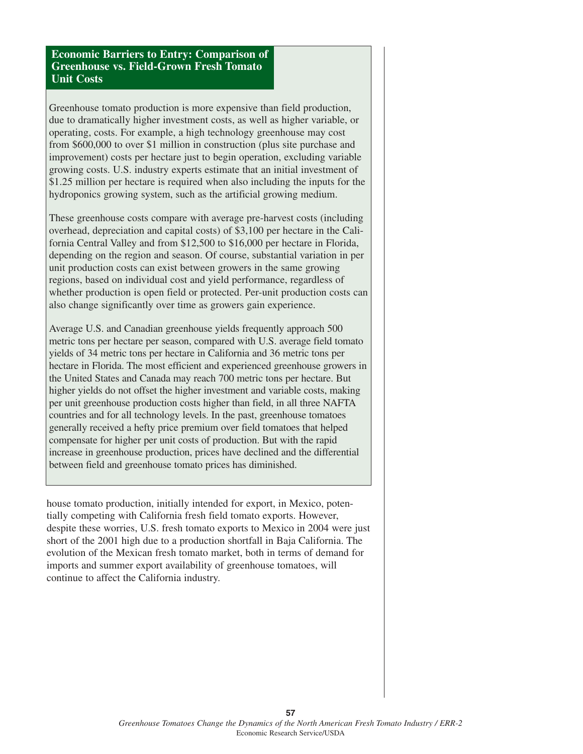## Economic Barriers to Entry: Comparison of Greenhouse vs. Field-Grown Fresh Tomato Unit Costs

Greenhouse tomato production is more expensive than field production, due to dramatically higher investment costs, as well as higher variable, or operating, costs. For example, a high technology greenhouse may cost from $600,000 to over $1 million in construction (plus site purchase and improvement) costs per hectare just to begin operation, excluding variable growing costs. U.S. industry experts estimate that an initial investment of $1.25 million per hectare is required when also including the inputs for the hydroponics growing system, such as the artificial growing medium.

These greenhouse costs compare with average pre-harvest costs (including overhead, depreciation and capital costs) of $3,100 per hectare in the California Central Valley and from $12,500 to $16,000 per hectare in Florida, depending on the region and season. Of course, substantial variation in per unit production costs can exist between growers in the same growing regions, based on individual cost and yield performance, regardless of whether production is open field or protected. Per-unit production costs can also change significantly over time as growers gain experience.

Average U.S. and Canadian greenhouse yields frequently approach 500 metric tons per hectare per season, compared with U.S. average field tomato yields of 34 metric tons per hectare in California and 36 metric tons per hectare in Florida. The most efficient and experienced greenhouse growers in the United States and Canada may reach 700 metric tons per hectare. But higher yields do not offset the higher investment and variable costs, making per unit greenhouse production costs higher than field, in all three NAFTA countries and for all technology levels. In the past, greenhouse tomatoes generally received a hefty price premium over field tomatoes that helped compensate for higher per unit costs of production. But with the rapid increase in greenhouse production, prices have declined and the differential between field and greenhouse tomato prices has diminished.

house tomato production, initially intended for export, in Mexico, potentially competing with California fresh field tomato exports. However, despite these worries, U.S. fresh tomato exports to Mexico in 2004 were just short of the 2001 high due to a production shortfall in Baja California. The evolution of the Mexican fresh tomato market, both in terms of demand for imports and summer export availability of greenhouse tomatoes, will continue to affect the California industry.